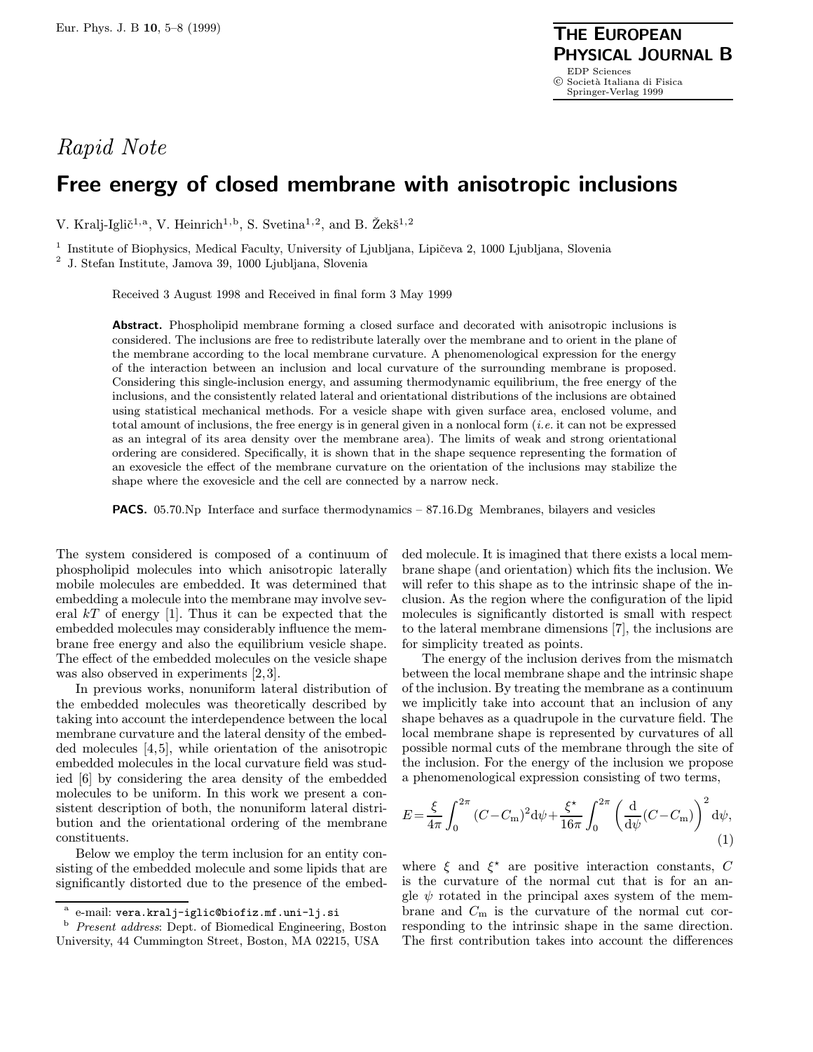*Rapid Note*

# Free energy of closed membrane with anisotropic inclusions

V. Kralj-Iglič[1,a], V. Heinrich[1,b], S. Svetina[1,2], and B. Žekš[1,2]

[1] Institute of Biophysics, Medical Faculty, University of Ljubljana, Lipičeva 2, 1000 Ljubljana, Slovenia
[2] J. Stefan Institute, Jamova 39, 1000 Ljubljana, Slovenia

Received 3 August 1998 and Received in final form 3 May 1999

**Abstract.** Phospholipid membrane forming a closed surface and decorated with anisotropic inclusions is considered. The inclusions are free to redistribute laterally over the membrane and to orient in the plane of the membrane according to the local membrane curvature. A phenomenological expression for the energy of the interaction between an inclusion and local curvature of the surrounding membrane is proposed. Considering this single-inclusion energy, and assuming thermodynamic equilibrium, the free energy of the inclusions, and the consistently related lateral and orientational distributions of the inclusions are obtained using statistical mechanical methods. For a vesicle shape with given surface area, enclosed volume, and total amount of inclusions, the free energy is in general given in a nonlocal form (*i.e.* it can not be expressed as an integral of its area density over the membrane area). The limits of weak and strong orientational ordering are considered. Specifically, it is shown that in the shape sequence representing the formation of an exovesicle the effect of the membrane curvature on the orientation of the inclusions may stabilize the shape where the exovesicle and the cell are connected by a narrow neck.

**PACS.** 05.70.Np Interface and surface thermodynamics – 87.16.Dg Membranes, bilayers and vesicles

The system considered is composed of a continuum of phospholipid molecules into which anisotropic laterally mobile molecules are embedded. It was determined that embedding a molecule into the membrane may involve several $kT$ of energy [1]. Thus it can be expected that the embedded molecules may considerably influence the membrane free energy and also the equilibrium vesicle shape. The effect of the embedded molecules on the vesicle shape was also observed in experiments [2,3].

In previous works, nonuniform lateral distribution of the embedded molecules was theoretically described by taking into account the interdependence between the local membrane curvature and the lateral density of the embedded molecules [4,5], while orientation of the anisotropic embedded molecules in the local curvature field was studied [6] by considering the area density of the embedded molecules to be uniform. In this work we present a consistent description of both, the nonuniform lateral distribution and the orientational ordering of the membrane constituents.

Below we employ the term inclusion for an entity consisting of the embedded molecule and some lipids that are significantly distorted due to the presence of the embedded molecule. It is imagined that there exists a local membrane shape (and orientation) which fits the inclusion. We will refer to this shape as to the intrinsic shape of the inclusion. As the region where the configuration of the lipid molecules is significantly distorted is small with respect to the lateral membrane dimensions [7], the inclusions are for simplicity treated as points.

The energy of the inclusion derives from the mismatch between the local membrane shape and the intrinsic shape of the inclusion. By treating the membrane as a continuum we implicitly take into account that an inclusion of any shape behaves as a quadrupole in the curvature field. The local membrane shape is represented by curvatures of all possible normal cuts of the membrane through the site of the inclusion. For the energy of the inclusion we propose a phenomenological expression consisting of two terms,

$$E = \frac{\xi}{4\pi}\int_0^{2\pi}(C - C_{\rm m})^2 {\rm d}\psi + \frac{\xi^\star}{16\pi}\int_0^{2\pi}\left(\frac{\rm d}{{\rm d}\psi}(C - C_{\rm m})\right)^2 {\rm d}\psi, \tag{1}$$

where $\xi$ and $\xi^\star$ are positive interaction constants, $C$ is the curvature of the normal cut that is for an angle $\psi$ rotated in the principal axes system of the membrane and $C_{\rm m}$ is the curvature of the normal cut corresponding to the intrinsic shape in the same direction. The first contribution takes into account the differences

---

[a] e-mail: vera.kralj-iglic@biofiz.mf.uni-lj.si

[b] *Present address*: Dept. of Biomedical Engineering, Boston University, 44 Cummington Street, Boston, MA 02215, USA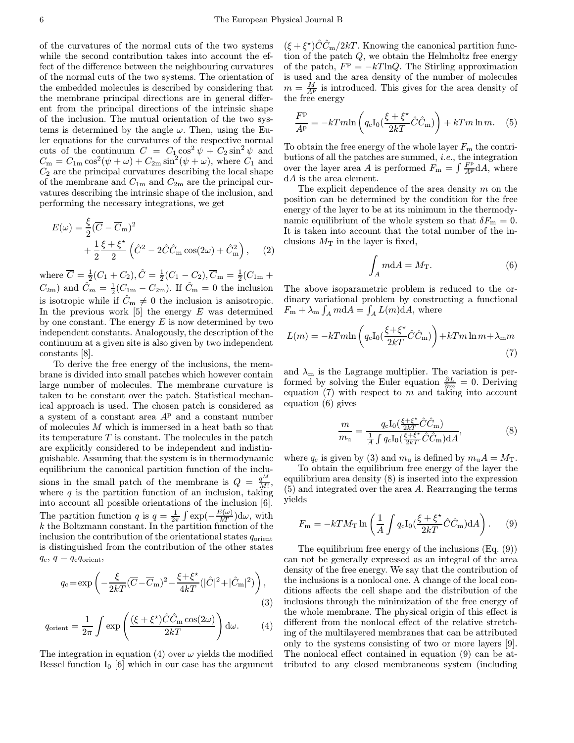of the curvatures of the normal cuts of the two systems while the second contribution takes into account the effect of the difference between the neighbouring curvatures of the normal cuts of the two systems. The orientation of the embedded molecules is described by considering that the membrane principal directions are in general different from the principal directions of the intrinsic shape of the inclusion. The mutual orientation of the two systems is determined by the angle $\omega$. Then, using the Euler equations for the curvatures of the respective normal cuts of the continuum $C = C_1 \cos^2\psi + C_2 \sin^2\psi$ and $C_{\rm m} = C_{1\rm m} \cos^2(\psi+\omega) + C_{2\rm m} \sin^2(\psi+\omega)$, where $C_1$ and $C_2$ are the principal curvatures describing the local shape of the membrane and $C_{1\rm m}$ and $C_{2\rm m}$ are the principal curvatures describing the intrinsic shape of the inclusion, and performing the necessary integrations, we get

$$E(\omega) = \frac{\xi}{2}(\overline{C} - \overline{C}_{\rm m})^2 + \frac{1}{2}\frac{\xi+\xi^\star}{2}\left(\hat{C}^2 - 2\hat{C}\hat{C}_{\rm m}\cos(2\omega) + \hat{C}_{\rm m}^2\right), \quad (2)$$

where $\overline{C} = \frac{1}{2}(C_1 + C_2), \hat{C} = \frac{1}{2}(C_1 - C_2), \overline{C}_{\rm m} = \frac{1}{2}(C_{1\rm m} + C_{2\rm m})$ and $\hat{C}_m = \frac{1}{2}(C_{1\rm m} - C_{2\rm m})$. If $\hat{C}_{\rm m} = 0$ the inclusion is isotropic while if $\hat{C}_{\rm m} \neq 0$ the inclusion is anisotropic. In the previous work [5] the energy $E$ was determined by one constant. The energy $E$ is now determined by two independent constants. Analogously, the description of the continuum at a given site is also given by two independent constants [8].

To derive the free energy of the inclusions, the membrane is divided into small patches which however contain large number of molecules. The membrane curvature is taken to be constant over the patch. Statistical mechanical approach is used. The chosen patch is considered as a system of a constant area $A^{\rm p}$ and a constant number of molecules $M$ which is immersed in a heat bath so that its temperature $T$ is constant. The molecules in the patch are explicitly considered to be independent and indistinguishable. Assuming that the system is in thermodynamic equilibrium the canonical partition function of the inclusions in the small patch of the membrane is $Q = \frac{q^M}{M!}$, where $q$ is the partition function of an inclusion, taking into account all possible orientations of the inclusion [6]. The partition function $q$ is $q = \frac{1}{2\pi}\int \exp(-\frac{E(\omega)}{kT})\mathrm{d}\omega$, with $k$ the Boltzmann constant. In the partition function of the inclusion the contribution of the orientational states $q_{\rm orient}$ is distinguished from the contribution of the other states $q_{\rm c}$, $q = q_{\rm c} q_{\rm orient}$,

$$q_{\rm c} = \exp\left(-\frac{\xi}{2kT}(\overline{C}-\overline{C}_{\rm m})^2 - \frac{\xi+\xi^\star}{4kT}(|\hat{C}|^2 + |\hat{C}_{\rm m}|^2)\right), \quad (3)$$

$$q_{\rm orient} = \frac{1}{2\pi}\int \exp\left(\frac{(\xi+\xi^\star)\hat{C}\hat{C}_{\rm m}\cos(2\omega)}{2kT}\right)\mathrm{d}\omega. \quad (4)$$

The integration in equation (4) over $\omega$ yields the modified Bessel function $\mathrm{I}_0$ [6] which in our case has the argument $(\xi+\xi^\star)\hat{C}\hat{C}_{\rm m}/2kT$. Knowing the canonical partition function of the patch $Q$, we obtain the Helmholtz free energy of the patch, $F^{\rm p} = -kT\ln Q$. The Stirling approximation is used and the area density of the number of molecules $m = \frac{M}{A^{\rm p}}$ is introduced. This gives for the area density of the free energy

$$\frac{F^{\rm p}}{A^{\rm p}} = -kTm\ln\left(q_{\rm c}\mathrm{I}_0(\frac{\xi+\xi^\star}{2kT}\hat{C}\hat{C}_{\rm m})\right) + kTm\ln m. \quad (5)$$

To obtain the free energy of the whole layer $F_{\rm m}$ the contributions of all the patches are summed, *i.e.*, the integration over the layer area $A$ is performed $F_{\rm m} = \int \frac{F^{\rm p}}{A^{\rm p}}\mathrm{d}A$, where $\mathrm{d}A$ is the area element.

The explicit dependence of the area density $m$ on the position can be determined by the condition for the free energy of the layer to be at its minimum in the thermodynamic equilibrium of the whole system so that $\delta F_{\rm m} = 0$. It is taken into account that the total number of the inclusions $M_{\rm T}$ in the layer is fixed,

$$\int_A m\mathrm{d}A = M_{\rm T}. \quad (6)$$

The above isoparametric problem is reduced to the ordinary variational problem by constructing a functional $F_{\rm m} + \lambda_{\rm m}\int_A m\mathrm{d}A = \int_A L(m)\mathrm{d}A$, where

$$L(m) = -kTm\ln\left(q_{\rm c}\mathrm{I}_0(\frac{\xi+\xi^\star}{2kT}\hat{C}\hat{C}_{\rm m})\right) + kTm\ln m + \lambda_{\rm m} m \quad (7)$$

and $\lambda_{\rm m}$ is the Lagrange multiplier. The variation is performed by solving the Euler equation $\frac{\partial L}{\partial m} = 0$. Deriving equation (7) with respect to $m$ and taking into account equation (6) gives

$$\frac{m}{m_{\rm u}} = \frac{q_{\rm c}\mathrm{I}_0(\frac{\xi+\xi^\star}{2kT}\hat{C}\hat{C}_{\rm m})}{\frac{1}{A}\int q_{\rm c}\mathrm{I}_0(\frac{\xi+\xi^\star}{2kT}\hat{C}\hat{C}_{\rm m})\mathrm{d}A}, \quad (8)$$

where $q_{\rm c}$ is given by (3) and $m_{\rm u}$ is defined by $m_{\rm u}A = M_{\rm T}$.

To obtain the equilibrium free energy of the layer the equilibrium area density (8) is inserted into the expression (5) and integrated over the area $A$. Rearranging the terms yields

$$F_{\rm m} = -kTM_{\rm T}\ln\left(\frac{1}{A}\int q_{\rm c}\mathrm{I}_0(\frac{\xi+\xi^\star}{2kT}\hat{C}\hat{C}_{\rm m})\mathrm{d}A\right). \quad (9)$$

The equilibrium free energy of the inclusions (Eq. (9)) can not be generally expressed as an integral of the area density of the free energy. We say that the contribution of the inclusions is a nonlocal one. A change of the local conditions affects the cell shape and the distribution of the inclusions through the minimization of the free energy of the whole membrane. The physical origin of this effect is different from the nonlocal effect of the relative stretching of the multilayered membranes that can be attributed only to the systems consisting of two or more layers [9]. The nonlocal effect contained in equation (9) can be attributed to any closed membraneous system (including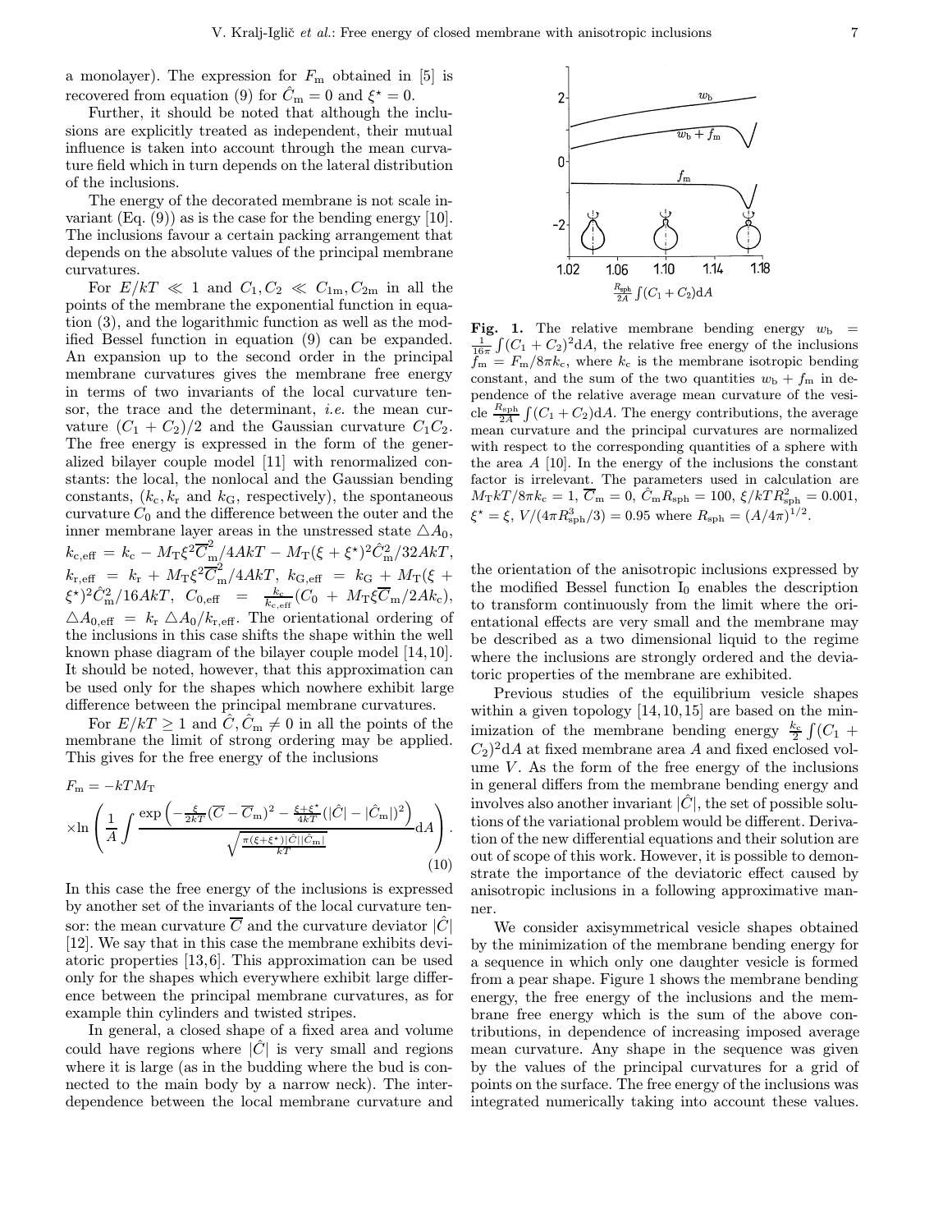a monolayer). The expression for $F_\mathrm{m}$ obtained in [5] is recovered from equation (9) for $\hat{C}_\mathrm{m} = 0$ and $\xi^\star = 0$.

Further, it should be noted that although the inclusions are explicitly treated as independent, their mutual influence is taken into account through the mean curvature field which in turn depends on the lateral distribution of the inclusions.

The energy of the decorated membrane is not scale invariant (Eq. (9)) as is the case for the bending energy [10]. The inclusions favour a certain packing arrangement that depends on the absolute values of the principal membrane curvatures.

For $E/kT \ll 1$ and $C_1, C_2 \ll C_{1\mathrm{m}}, C_{2\mathrm{m}}$ in all the points of the membrane the exponential function in equation (3), and the logarithmic function as well as the modified Bessel function in equation (9) can be expanded. An expansion up to the second order in the principal membrane curvatures gives the membrane free energy in terms of two invariants of the local curvature tensor, the trace and the determinant, *i.e.* the mean curvature $(C_1 + C_2)/2$ and the Gaussian curvature $C_1 C_2$. The free energy is expressed in the form of the generalized bilayer couple model [11] with renormalized constants: the local, the nonlocal and the Gaussian bending constants, ($k_\mathrm{c}, k_\mathrm{r}$ and $k_\mathrm{G}$, respectively), the spontaneous curvature $C_0$ and the difference between the outer and the inner membrane layer areas in the unstressed state $\triangle A_0$, $k_\mathrm{c,eff} = k_\mathrm{c} - M_\mathrm{T}\xi^2\overline{C}_\mathrm{m}^2/4AkT - M_\mathrm{T}(\xi+\xi^\star)^2\hat{C}_\mathrm{m}^2/32AkT$, $k_\mathrm{r,eff} = k_\mathrm{r} + M_\mathrm{T}\xi^2\overline{C}_\mathrm{m}^2/4AkT$, $k_\mathrm{G,eff} = k_\mathrm{G} + M_\mathrm{T}(\xi+\xi^\star)^2\hat{C}_\mathrm{m}^2/16AkT$, $C_\mathrm{0,eff} = \frac{k_\mathrm{c}}{k_\mathrm{c,eff}}(C_0 + M_\mathrm{T}\xi\overline{C}_\mathrm{m}/2Ak_\mathrm{c})$, $\triangle A_\mathrm{0,eff} = k_\mathrm{r}\triangle A_0/k_\mathrm{r,eff}$. The orientational ordering of the inclusions in this case shifts the shape within the well known phase diagram of the bilayer couple model [14,10]. It should be noted, however, that this approximation can be used only for the shapes which nowhere exhibit large difference between the principal membrane curvatures.

For $E/kT \geq 1$ and $\hat{C}, \hat{C}_\mathrm{m} \neq 0$ in all the points of the membrane the limit of strong ordering may be applied. This gives for the free energy of the inclusions

$$F_\mathrm{m} = -kTM_\mathrm{T} \times \ln\left(\frac{1}{A}\int\frac{\exp\left(-\frac{\xi}{2kT}(\overline{C}-\overline{C}_\mathrm{m})^2 - \frac{\xi+\xi^\star}{4kT}(|\hat{C}|-|\hat{C}_\mathrm{m}|)^2\right)}{\sqrt{\frac{\pi(\xi+\xi^\star)|\hat{C}||\hat{C}_\mathrm{m}|}{kT}}}\mathrm{d}A\right). \tag{10}$$

In this case the free energy of the inclusions is expressed by another set of the invariants of the local curvature tensor: the mean curvature $\overline{C}$ and the curvature deviator $|\hat{C}|$ [12]. We say that in this case the membrane exhibits deviatoric properties [13,6]. This approximation can be used only for the shapes which everywhere exhibit large difference between the principal membrane curvatures, as for example thin cylinders and twisted stripes.

In general, a closed shape of a fixed area and volume could have regions where $|\hat{C}|$ is very small and regions where it is large (as in the budding where the bud is connected to the main body by a narrow neck). The interdependence between the local membrane curvature and the orientation of the anisotropic inclusions expressed by the modified Bessel function $\mathrm{I}_0$ enables the description to transform continuously from the limit where the orientational effects are very small and the membrane may be described as a two dimensional liquid to the regime where the inclusions are strongly ordered and the deviatoric properties of the membrane are exhibited.

Previous studies of the equilibrium vesicle shapes within a given topology [14,10,15] are based on the minimization of the membrane bending energy $\frac{k_\mathrm{c}}{2}\int(C_1 + C_2)^2\mathrm{d}A$ at fixed membrane area $A$ and fixed enclosed volume $V$. As the form of the free energy of the inclusions in general differs from the membrane bending energy and involves also another invariant $|\hat{C}|$, the set of possible solutions of the variational problem would be different. Derivation of the new differential equations and their solution are out of scope of this work. However, it is possible to demonstrate the importance of the deviatoric effect caused by anisotropic inclusions in a following approximative manner.

We consider axisymmetrical vesicle shapes obtained by the minimization of the membrane bending energy for a sequence in which only one daughter vesicle is formed from a pear shape. Figure 1 shows the membrane bending energy, the free energy of the inclusions and the membrane free energy which is the sum of the above contributions, in dependence of increasing imposed average mean curvature. Any shape in the sequence was given by the values of the principal curvatures for a grid of points on the surface. The free energy of the inclusions was integrated numerically taking into account these values.

**Fig. 1.** The relative membrane bending energy $w_\mathrm{b} = \frac{1}{16\pi}\int(C_1 + C_2)^2\mathrm{d}A$, the relative free energy of the inclusions $f_\mathrm{m} = F_\mathrm{m}/8\pi k_\mathrm{c}$, where $k_\mathrm{c}$ is the membrane isotropic bending constant, and the sum of the two quantities $w_\mathrm{b} + f_\mathrm{m}$ in dependence of the relative average mean curvature of the vesicle $\frac{R_\mathrm{sph}}{2A}\int(C_1 + C_2)\mathrm{d}A$. The energy contributions, the average mean curvature and the principal curvatures are normalized with respect to the corresponding quantities of a sphere with the area $A$ [10]. In the energy of the inclusions the constant factor is irrelevant. The parameters used in calculation are $M_\mathrm{T}kT/8\pi k_\mathrm{c} = 1$, $\overline{C}_\mathrm{m} = 0$, $\hat{C}_\mathrm{m}R_\mathrm{sph} = 100$, $\xi/kTR_\mathrm{sph}^2 = 0.001$, $\xi^\star = \xi$, $V/(4\pi R_\mathrm{sph}^3/3) = 0.95$ where $R_\mathrm{sph} = (A/4\pi)^{1/2}$.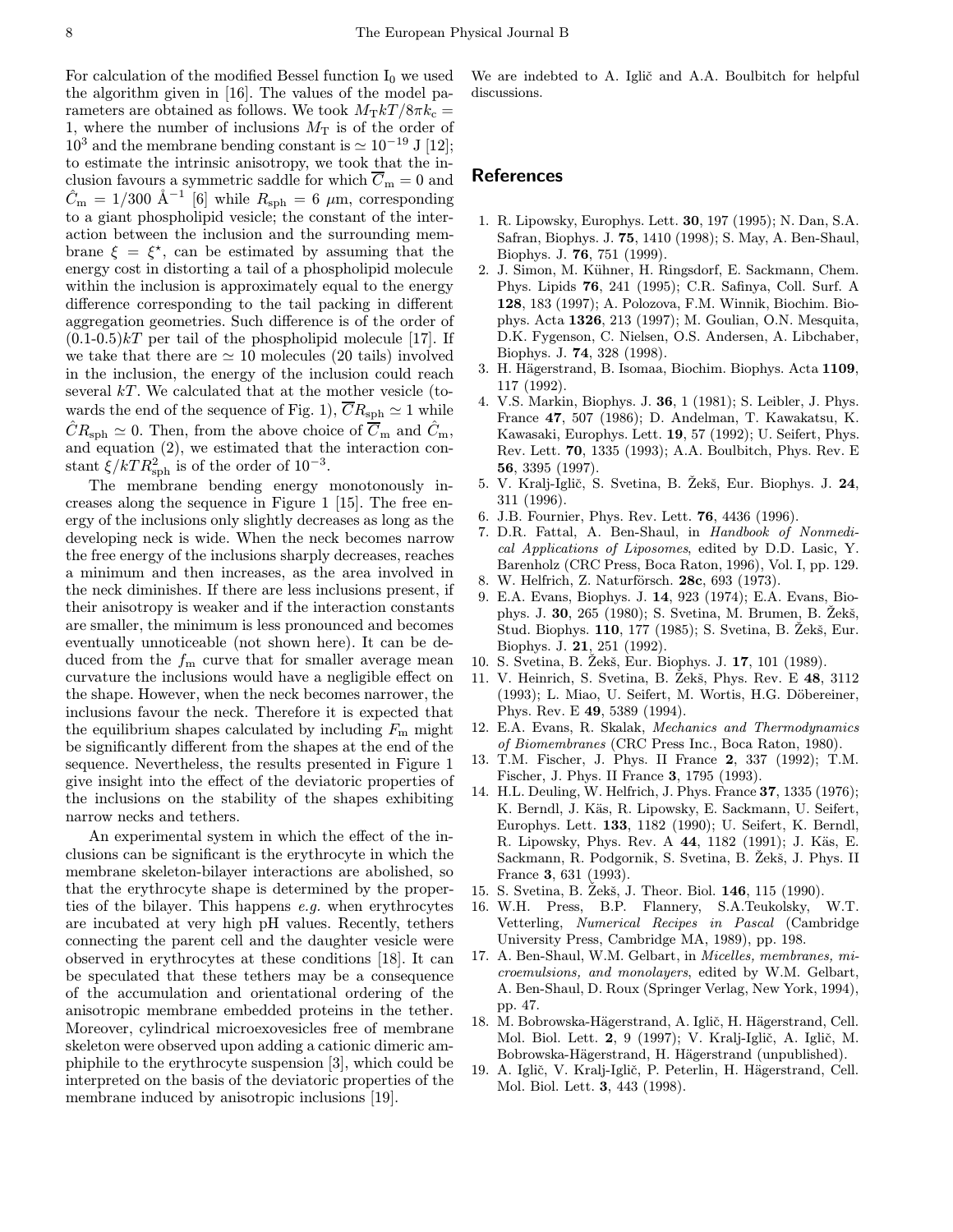For calculation of the modified Bessel function $I_0$ we used the algorithm given in [16]. The values of the model parameters are obtained as follows. We took $M_T kT/8\pi k_c = 1$, where the number of inclusions $M_T$ is of the order of $10^3$ and the membrane bending constant is $\simeq 10^{-19}$ J [12]; to estimate the intrinsic anisotropy, we took that the inclusion favours a symmetric saddle for which $\overline{C}_m = 0$ and $\hat{C}_m = 1/300$ Å$^{-1}$ [6] while $R_{sph} = 6$ $\mu$m, corresponding to a giant phospholipid vesicle; the constant of the interaction between the inclusion and the surrounding membrane $\xi = \xi^{\star}$, can be estimated by assuming that the energy cost in distorting a tail of a phospholipid molecule within the inclusion is approximately equal to the energy difference corresponding to the tail packing in different aggregation geometries. Such difference is of the order of $(0.1\text{-}0.5)kT$ per tail of the phospholipid molecule [17]. If we take that there are $\simeq 10$ molecules (20 tails) involved in the inclusion, the energy of the inclusion could reach several $kT$. We calculated that at the mother vesicle (towards the end of the sequence of Fig. 1), $\overline{C}R_{sph} \simeq 1$ while $\hat{C}R_{sph} \simeq 0$. Then, from the above choice of $\overline{C}_m$ and $\hat{C}_m$, and equation (2), we estimated that the interaction constant $\xi/kTR_{sph}^2$ is of the order of $10^{-3}$.

The membrane bending energy monotonously increases along the sequence in Figure 1 [15]. The free energy of the inclusions only slightly decreases as long as the developing neck is wide. When the neck becomes narrow the free energy of the inclusions sharply decreases, reaches a minimum and then increases, as the area involved in the neck diminishes. If there are less inclusions present, if their anisotropy is weaker and if the interaction constants are smaller, the minimum is less pronounced and becomes eventually unnoticeable (not shown here). It can be deduced from the $f_m$ curve that for smaller average mean curvature the inclusions would have a negligible effect on the shape. However, when the neck becomes narrower, the inclusions favour the neck. Therefore it is expected that the equilibrium shapes calculated by including $F_m$ might be significantly different from the shapes at the end of the sequence. Nevertheless, the results presented in Figure 1 give insight into the effect of the deviatoric properties of the inclusions on the stability of the shapes exhibiting narrow necks and tethers.

An experimental system in which the effect of the inclusions can be significant is the erythrocyte in which the membrane skeleton-bilayer interactions are abolished, so that the erythrocyte shape is determined by the properties of the bilayer. This happens *e.g.* when erythrocytes are incubated at very high pH values. Recently, tethers connecting the parent cell and the daughter vesicle were observed in erythrocytes at these conditions [18]. It can be speculated that these tethers may be a consequence of the accumulation and orientational ordering of the anisotropic membrane embedded proteins in the tether. Moreover, cylindrical microexovesicles free of membrane skeleton were observed upon adding a cationic dimeric amphiphile to the erythrocyte suspension [3], which could be interpreted on the basis of the deviatoric properties of the membrane induced by anisotropic inclusions [19].

We are indebted to A. Iglič and A.A. Boulbitch for helpful discussions.

## References

1. R. Lipowsky, Europhys. Lett. **30**, 197 (1995); N. Dan, S.A. Safran, Biophys. J. **75**, 1410 (1998); S. May, A. Ben-Shaul, Biophys. J. **76**, 751 (1999).
2. J. Simon, M. Kühner, H. Ringsdorf, E. Sackmann, Chem. Phys. Lipids **76**, 241 (1995); C.R. Safinya, Coll. Surf. A **128**, 183 (1997); A. Polozova, F.M. Winnik, Biochim. Biophys. Acta **1326**, 213 (1997); M. Goulian, O.N. Mesquita, D.K. Fygenson, C. Nielsen, O.S. Andersen, A. Libchaber, Biophys. J. **74**, 328 (1998).
3. H. Hägerstrand, B. Isomaa, Biochim. Biophys. Acta **1109**, 117 (1992).
4. V.S. Markin, Biophys. J. **36**, 1 (1981); S. Leibler, J. Phys. France **47**, 507 (1986); D. Andelman, T. Kawakatsu, K. Kawasaki, Europhys. Lett. **19**, 57 (1992); U. Seifert, Phys. Rev. Lett. **70**, 1335 (1993); A.A. Boulbitch, Phys. Rev. E **56**, 3395 (1997).
5. V. Kralj-Iglič, S. Svetina, B. Žekš, Eur. Biophys. J. **24**, 311 (1996).
6. J.B. Fournier, Phys. Rev. Lett. **76**, 4436 (1996).
7. D.R. Fattal, A. Ben-Shaul, in *Handbook of Nonmedical Applications of Liposomes*, edited by D.D. Lasic, Y. Barenholz (CRC Press, Boca Raton, 1996), Vol. I, pp. 129.
8. W. Helfrich, Z. Naturförsch. **28c**, 693 (1973).
9. E.A. Evans, Biophys. J. **14**, 923 (1974); E.A. Evans, Biophys. J. **30**, 265 (1980); S. Svetina, M. Brumen, B. Žekš, Stud. Biophys. **110**, 177 (1985); S. Svetina, B. Žekš, Eur. Biophys. J. **21**, 251 (1992).
10. S. Svetina, B. Žekš, Eur. Biophys. J. **17**, 101 (1989).
11. V. Heinrich, S. Svetina, B. Žekš, Phys. Rev. E **48**, 3112 (1993); L. Miao, U. Seifert, M. Wortis, H.G. Döbereiner, Phys. Rev. E **49**, 5389 (1994).
12. E.A. Evans, R. Skalak, *Mechanics and Thermodynamics of Biomembranes* (CRC Press Inc., Boca Raton, 1980).
13. T.M. Fischer, J. Phys. II France **2**, 337 (1992); T.M. Fischer, J. Phys. II France **3**, 1795 (1993).
14. H.L. Deuling, W. Helfrich, J. Phys. France **37**, 1335 (1976); K. Berndl, J. Käs, R. Lipowsky, E. Sackmann, U. Seifert, Europhys. Lett. **133**, 1182 (1990); U. Seifert, K. Berndl, R. Lipowsky, Phys. Rev. A **44**, 1182 (1991); J. Käs, E. Sackmann, R. Podgornik, S. Svetina, B. Žekš, J. Phys. II France **3**, 631 (1993).
15. S. Svetina, B. Žekš, J. Theor. Biol. **146**, 115 (1990).
16. W.H. Press, B.P. Flannery, S.A.Teukolsky, W.T. Vetterling, *Numerical Recipes in Pascal* (Cambridge University Press, Cambridge MA, 1989), pp. 198.
17. A. Ben-Shaul, W.M. Gelbart, in *Micelles, membranes, microemulsions, and monolayers*, edited by W.M. Gelbart, A. Ben-Shaul, D. Roux (Springer Verlag, New York, 1994), pp. 47.
18. M. Bobrowska-Hägerstrand, A. Iglič, H. Hägerstrand, Cell. Mol. Biol. Lett. **2**, 9 (1997); V. Kralj-Iglič, A. Iglič, M. Bobrowska-Hägerstrand, H. Hägerstrand (unpublished).
19. A. Iglič, V. Kralj-Iglič, P. Peterlin, H. Hägerstrand, Cell. Mol. Biol. Lett. **3**, 443 (1998).